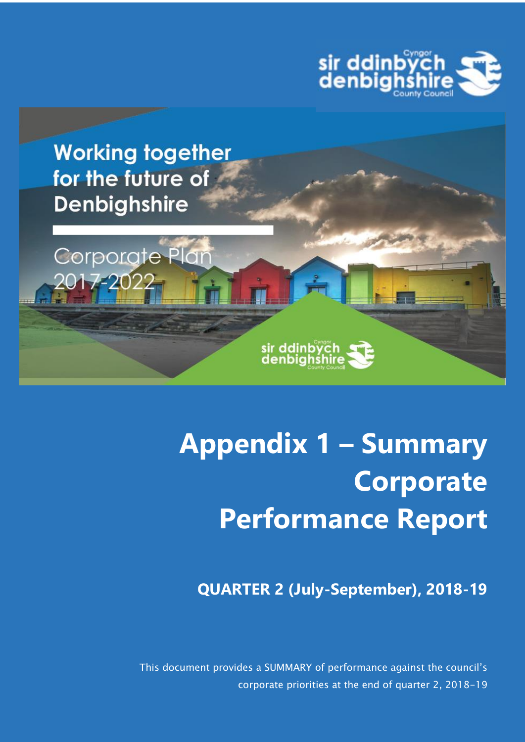sir ddinbych denbighshire
Cyngor County Council

Working together for the future of Denbighshire

Corporate Plan 2017-2022

# Appendix 1 – Summary Corporate Performance Report

**QUARTER 2 (July-September), 2018-19**

This document provides a SUMMARY of performance against the council's corporate priorities at the end of quarter 2, 2018-19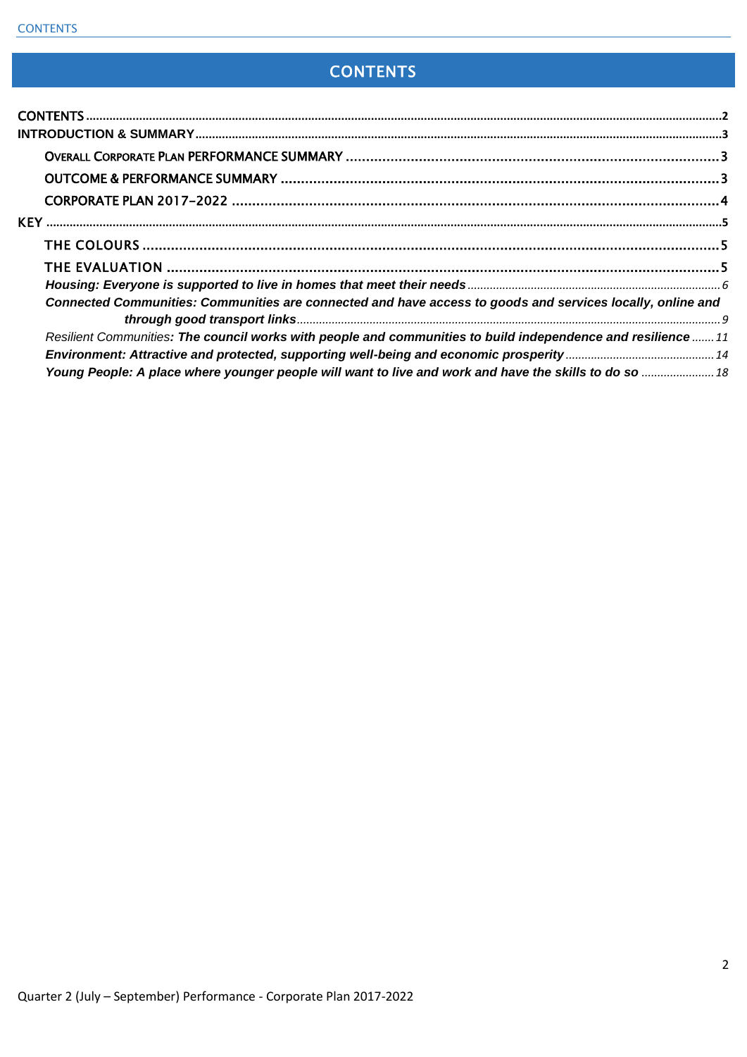# CONTENTS

CONTENTS ........ 2
INTRODUCTION & SUMMARY ........ 3
- OVERALL CORPORATE PLAN PERFORMANCE SUMMARY ........ 3
- OUTCOME & PERFORMANCE SUMMARY ........ 3
- CORPORATE PLAN 2017-2022 ........ 4

KEY ........ 5
- THE COLOURS ........ 5
- THE EVALUATION ........ 5
  - ***Housing: Everyone is supported to live in homes that meet their needs*** ........ 6
  - ***Connected Communities: Communities are connected and have access to goods and services locally, online and through good transport links*** ........ 9
  - *Resilient Communities**: The council works with people and communities to build independence and resilience*** ........ 11
  - ***Environment: Attractive and protected, supporting well-being and economic prosperity*** ........ 14
  - ***Young People: A place where younger people will want to live and work and have the skills to do so*** ........ 18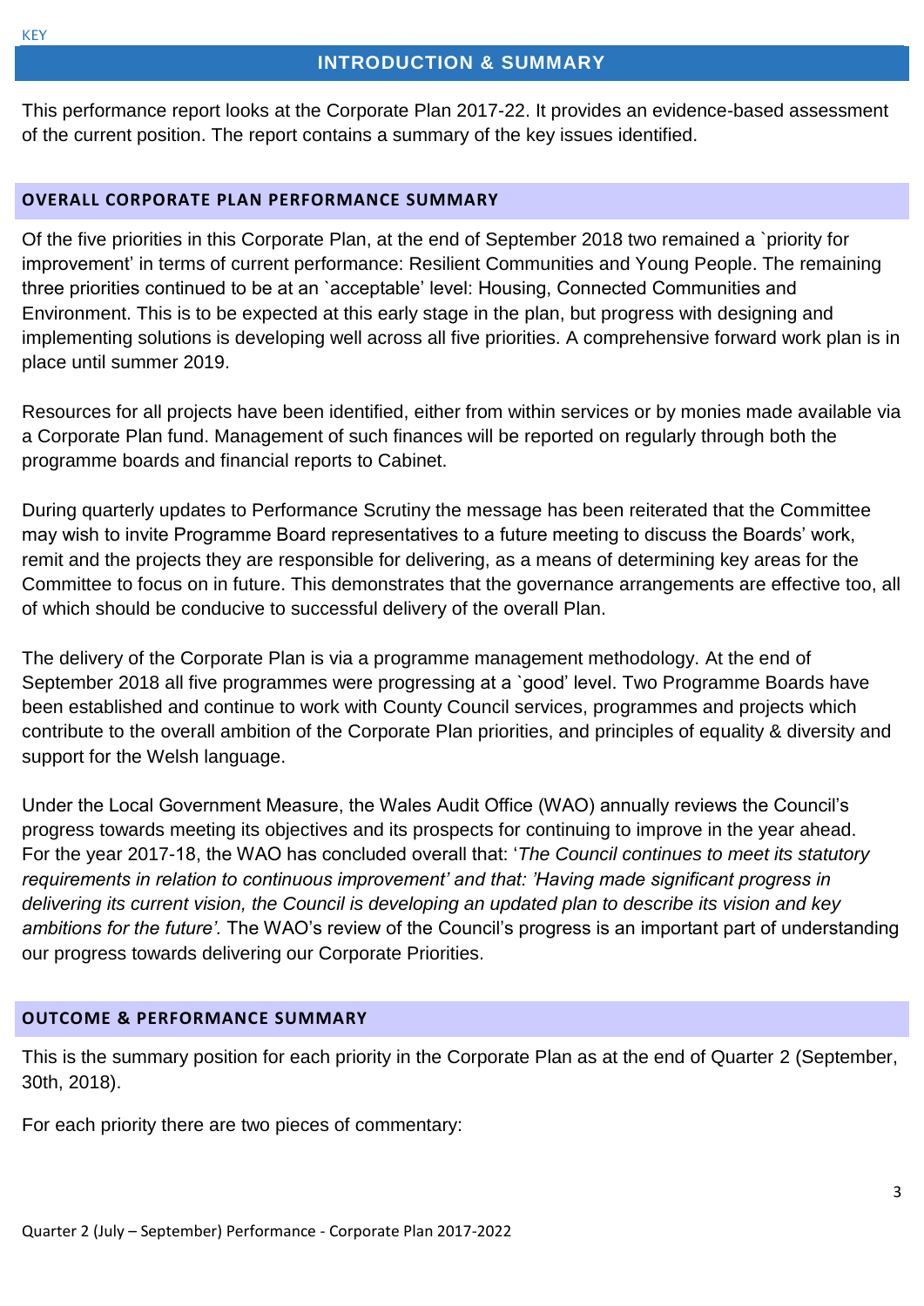KEY

# INTRODUCTION & SUMMARY

This performance report looks at the Corporate Plan 2017-22. It provides an evidence-based assessment of the current position. The report contains a summary of the key issues identified.

## OVERALL CORPORATE PLAN PERFORMANCE SUMMARY

Of the five priorities in this Corporate Plan, at the end of September 2018 two remained a `priority for improvement' in terms of current performance: Resilient Communities and Young People. The remaining three priorities continued to be at an `acceptable' level: Housing, Connected Communities and Environment. This is to be expected at this early stage in the plan, but progress with designing and implementing solutions is developing well across all five priorities. A comprehensive forward work plan is in place until summer 2019.

Resources for all projects have been identified, either from within services or by monies made available via a Corporate Plan fund. Management of such finances will be reported on regularly through both the programme boards and financial reports to Cabinet.

During quarterly updates to Performance Scrutiny the message has been reiterated that the Committee may wish to invite Programme Board representatives to a future meeting to discuss the Boards' work, remit and the projects they are responsible for delivering, as a means of determining key areas for the Committee to focus on in future. This demonstrates that the governance arrangements are effective too, all of which should be conducive to successful delivery of the overall Plan.

The delivery of the Corporate Plan is via a programme management methodology. At the end of September 2018 all five programmes were progressing at a `good' level. Two Programme Boards have been established and continue to work with County Council services, programmes and projects which contribute to the overall ambition of the Corporate Plan priorities, and principles of equality & diversity and support for the Welsh language.

Under the Local Government Measure, the Wales Audit Office (WAO) annually reviews the Council's progress towards meeting its objectives and its prospects for continuing to improve in the year ahead. For the year 2017-18, the WAO has concluded overall that: '*The Council continues to meet its statutory requirements in relation to continuous improvement' and that: 'Having made significant progress in delivering its current vision, the Council is developing an updated plan to describe its vision and key ambitions for the future'.* The WAO's review of the Council's progress is an important part of understanding our progress towards delivering our Corporate Priorities.

## OUTCOME & PERFORMANCE SUMMARY

This is the summary position for each priority in the Corporate Plan as at the end of Quarter 2 (September, 30th, 2018).

For each priority there are two pieces of commentary: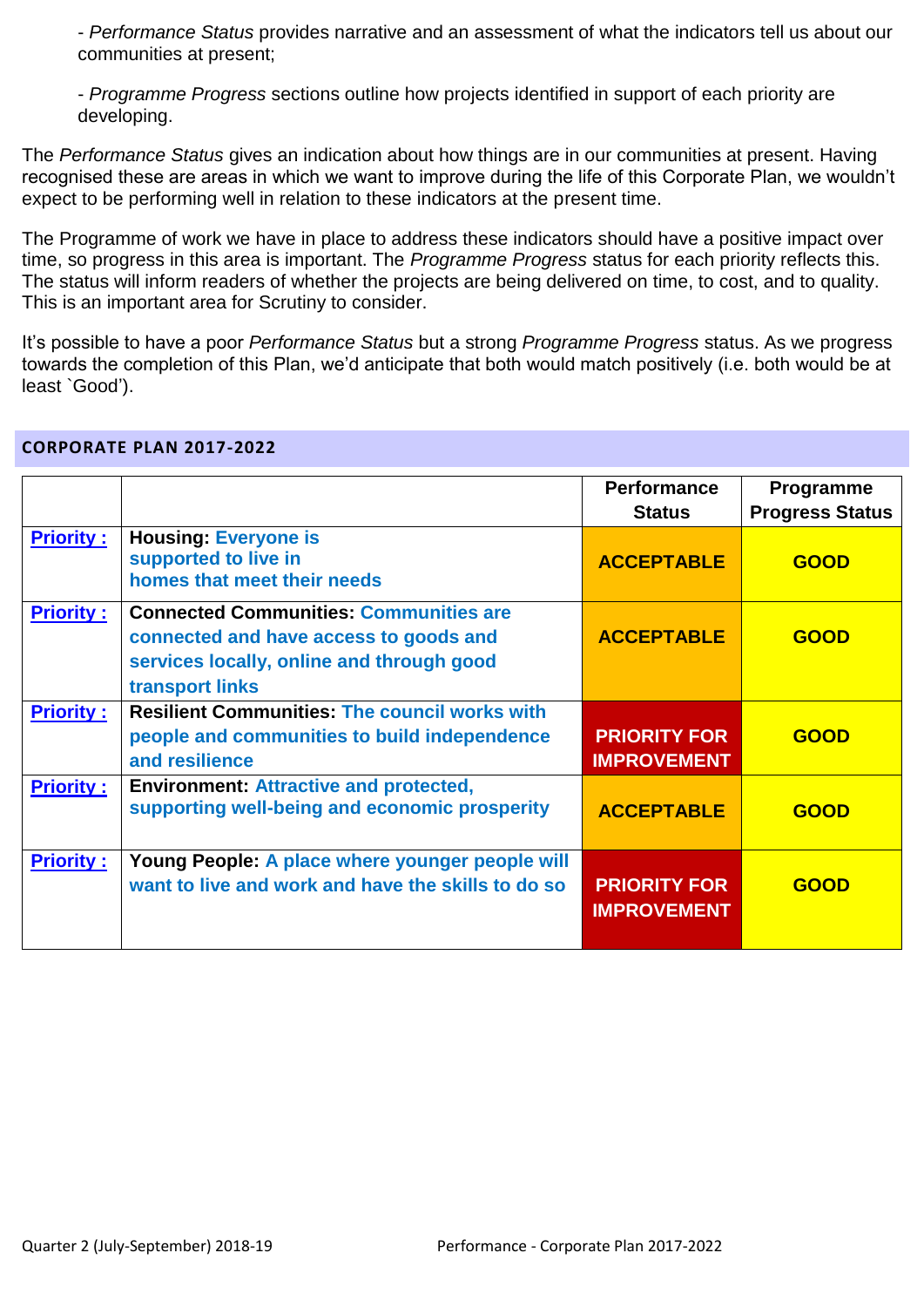- *Performance Status* provides narrative and an assessment of what the indicators tell us about our communities at present;

- *Programme Progress* sections outline how projects identified in support of each priority are developing.

The *Performance Status* gives an indication about how things are in our communities at present. Having recognised these are areas in which we want to improve during the life of this Corporate Plan, we wouldn't expect to be performing well in relation to these indicators at the present time.

The Programme of work we have in place to address these indicators should have a positive impact over time, so progress in this area is important. The *Programme Progress* status for each priority reflects this. The status will inform readers of whether the projects are being delivered on time, to cost, and to quality. This is an important area for Scrutiny to consider.

It's possible to have a poor *Performance Status* but a strong *Programme Progress* status. As we progress towards the completion of this Plan, we'd anticipate that both would match positively (i.e. both would be at least `Good').

## CORPORATE PLAN 2017-2022

| | | Performance Status | Programme Progress Status |
|---|---|---|---|
| **Priority :** | **Housing: Everyone is supported to live in homes that meet their needs** | **ACCEPTABLE** | **GOOD** |
| **Priority :** | **Connected Communities: Communities are connected and have access to goods and services locally, online and through good transport links** | **ACCEPTABLE** | **GOOD** |
| **Priority :** | **Resilient Communities: The council works with people and communities to build independence and resilience** | **PRIORITY FOR IMPROVEMENT** | **GOOD** |
| **Priority :** | **Environment: Attractive and protected, supporting well-being and economic prosperity** | **ACCEPTABLE** | **GOOD** |
| **Priority :** | **Young People: A place where younger people will want to live and work and have the skills to do so** | **PRIORITY FOR IMPROVEMENT** | **GOOD** |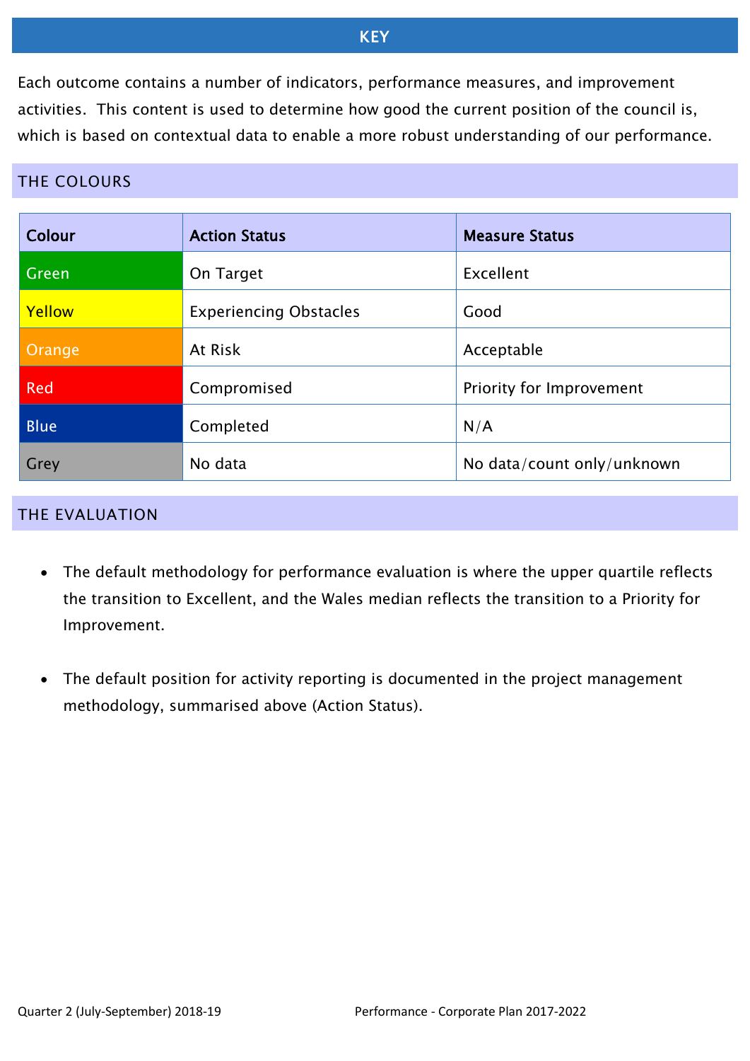# KEY

Each outcome contains a number of indicators, performance measures, and improvement activities. This content is used to determine how good the current position of the council is, which is based on contextual data to enable a more robust understanding of our performance.

## THE COLOURS

| Colour | Action Status | Measure Status |
|---|---|---|
| Green | On Target | Excellent |
| Yellow | Experiencing Obstacles | Good |
| Orange | At Risk | Acceptable |
| Red | Compromised | Priority for Improvement |
| Blue | Completed | N/A |
| Grey | No data | No data/count only/unknown |

## THE EVALUATION

- The default methodology for performance evaluation is where the upper quartile reflects the transition to Excellent, and the Wales median reflects the transition to a Priority for Improvement.
- The default position for activity reporting is documented in the project management methodology, summarised above (Action Status).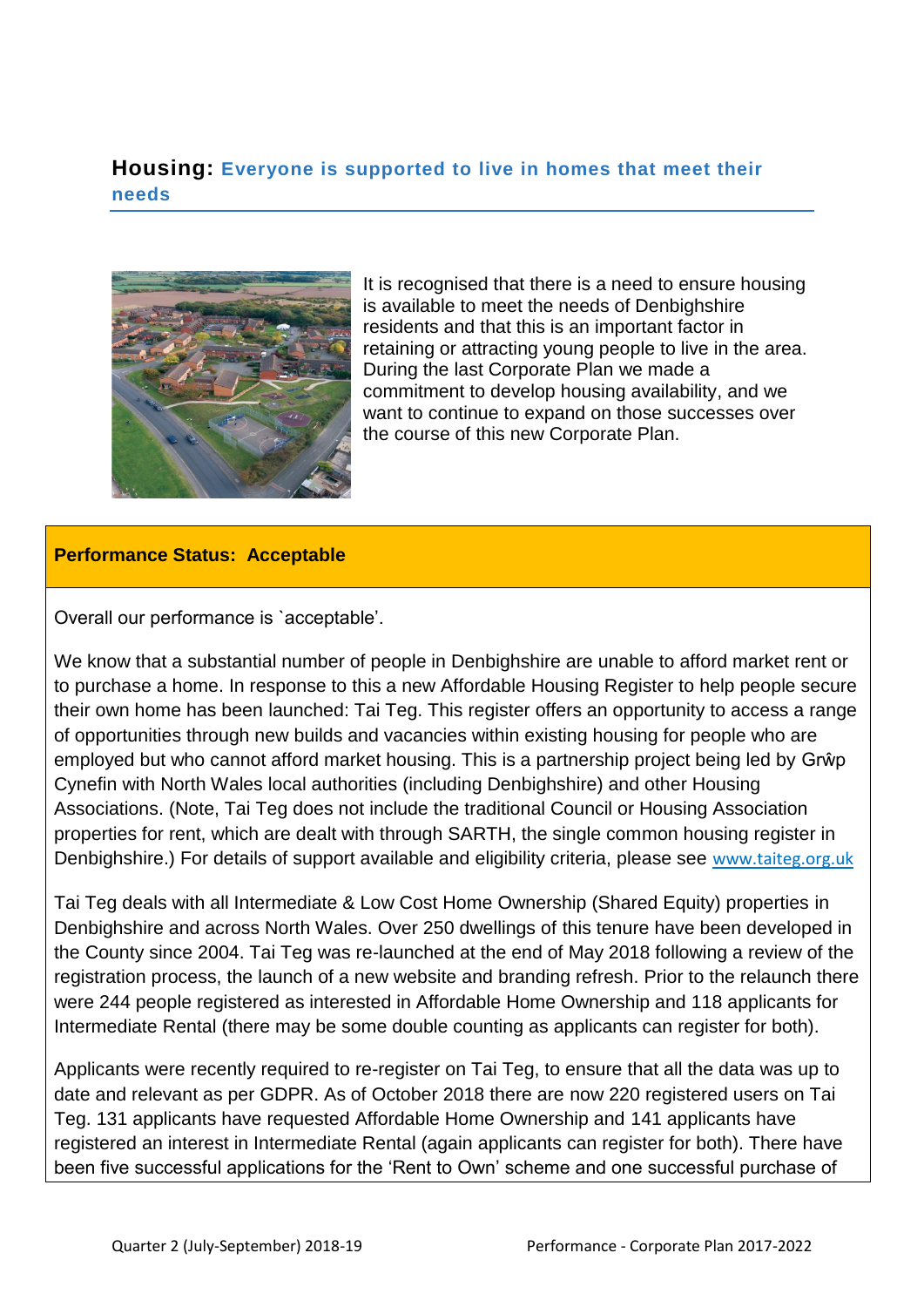## Housing: Everyone is supported to live in homes that meet their needs

It is recognised that there is a need to ensure housing is available to meet the needs of Denbighshire residents and that this is an important factor in retaining or attracting young people to live in the area. During the last Corporate Plan we made a commitment to develop housing availability, and we want to continue to expand on those successes over the course of this new Corporate Plan.

**Performance Status: Acceptable**

Overall our performance is `acceptable'.

We know that a substantial number of people in Denbighshire are unable to afford market rent or to purchase a home. In response to this a new Affordable Housing Register to help people secure their own home has been launched: Tai Teg. This register offers an opportunity to access a range of opportunities through new builds and vacancies within existing housing for people who are employed but who cannot afford market housing. This is a partnership project being led by Grŵp Cynefin with North Wales local authorities (including Denbighshire) and other Housing Associations. (Note, Tai Teg does not include the traditional Council or Housing Association properties for rent, which are dealt with through SARTH, the single common housing register in Denbighshire.) For details of support available and eligibility criteria, please see www.taiteg.org.uk

Tai Teg deals with all Intermediate & Low Cost Home Ownership (Shared Equity) properties in Denbighshire and across North Wales. Over 250 dwellings of this tenure have been developed in the County since 2004. Tai Teg was re-launched at the end of May 2018 following a review of the registration process, the launch of a new website and branding refresh. Prior to the relaunch there were 244 people registered as interested in Affordable Home Ownership and 118 applicants for Intermediate Rental (there may be some double counting as applicants can register for both).

Applicants were recently required to re-register on Tai Teg, to ensure that all the data was up to date and relevant as per GDPR. As of October 2018 there are now 220 registered users on Tai Teg. 131 applicants have requested Affordable Home Ownership and 141 applicants have registered an interest in Intermediate Rental (again applicants can register for both). There have been five successful applications for the 'Rent to Own' scheme and one successful purchase of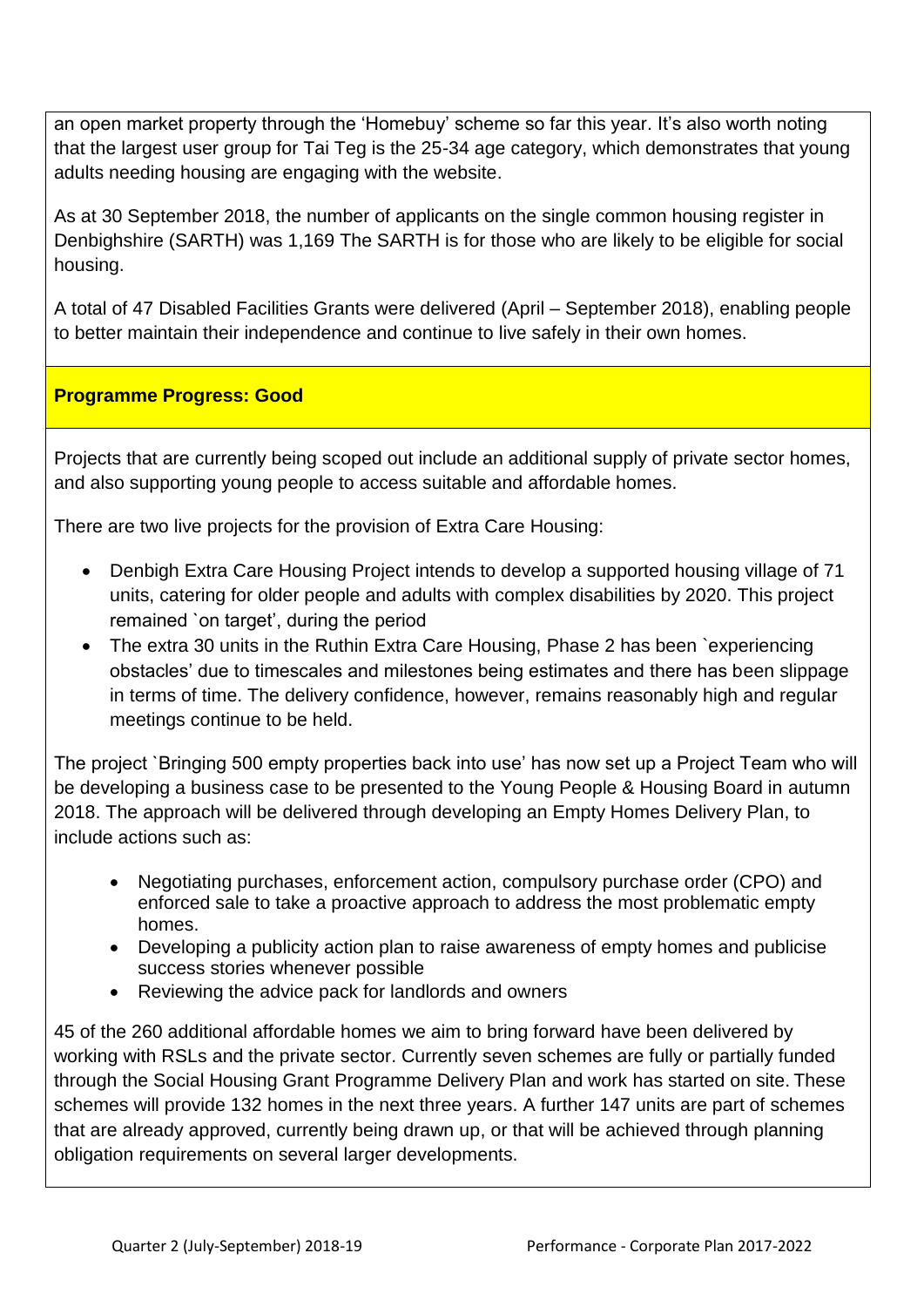an open market property through the 'Homebuy' scheme so far this year. It's also worth noting that the largest user group for Tai Teg is the 25-34 age category, which demonstrates that young adults needing housing are engaging with the website.

As at 30 September 2018, the number of applicants on the single common housing register in Denbighshire (SARTH) was 1,169 The SARTH is for those who are likely to be eligible for social housing.

A total of 47 Disabled Facilities Grants were delivered (April – September 2018), enabling people to better maintain their independence and continue to live safely in their own homes.

**Programme Progress: Good**

Projects that are currently being scoped out include an additional supply of private sector homes, and also supporting young people to access suitable and affordable homes.

There are two live projects for the provision of Extra Care Housing:

- Denbigh Extra Care Housing Project intends to develop a supported housing village of 71 units, catering for older people and adults with complex disabilities by 2020. This project remained `on target', during the period
- The extra 30 units in the Ruthin Extra Care Housing, Phase 2 has been `experiencing obstacles' due to timescales and milestones being estimates and there has been slippage in terms of time. The delivery confidence, however, remains reasonably high and regular meetings continue to be held.

The project `Bringing 500 empty properties back into use' has now set up a Project Team who will be developing a business case to be presented to the Young People & Housing Board in autumn 2018. The approach will be delivered through developing an Empty Homes Delivery Plan, to include actions such as:

- Negotiating purchases, enforcement action, compulsory purchase order (CPO) and enforced sale to take a proactive approach to address the most problematic empty homes.
- Developing a publicity action plan to raise awareness of empty homes and publicise success stories whenever possible
- Reviewing the advice pack for landlords and owners

45 of the 260 additional affordable homes we aim to bring forward have been delivered by working with RSLs and the private sector. Currently seven schemes are fully or partially funded through the Social Housing Grant Programme Delivery Plan and work has started on site. These schemes will provide 132 homes in the next three years. A further 147 units are part of schemes that are already approved, currently being drawn up, or that will be achieved through planning obligation requirements on several larger developments.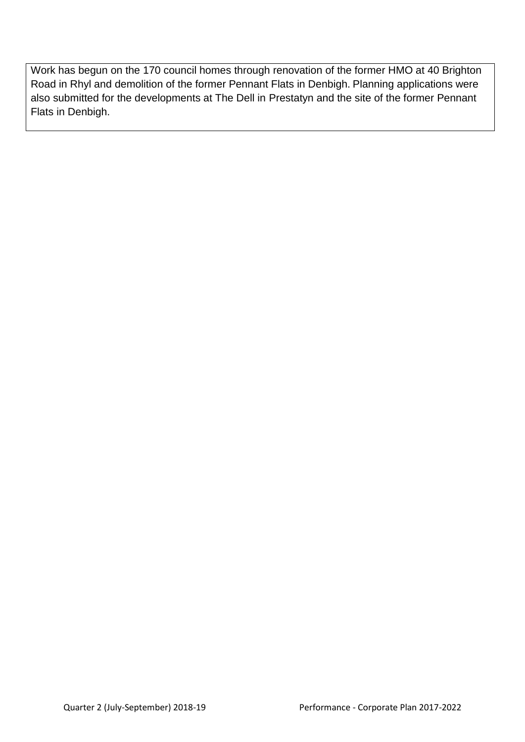Work has begun on the 170 council homes through renovation of the former HMO at 40 Brighton Road in Rhyl and demolition of the former Pennant Flats in Denbigh. Planning applications were also submitted for the developments at The Dell in Prestatyn and the site of the former Pennant Flats in Denbigh.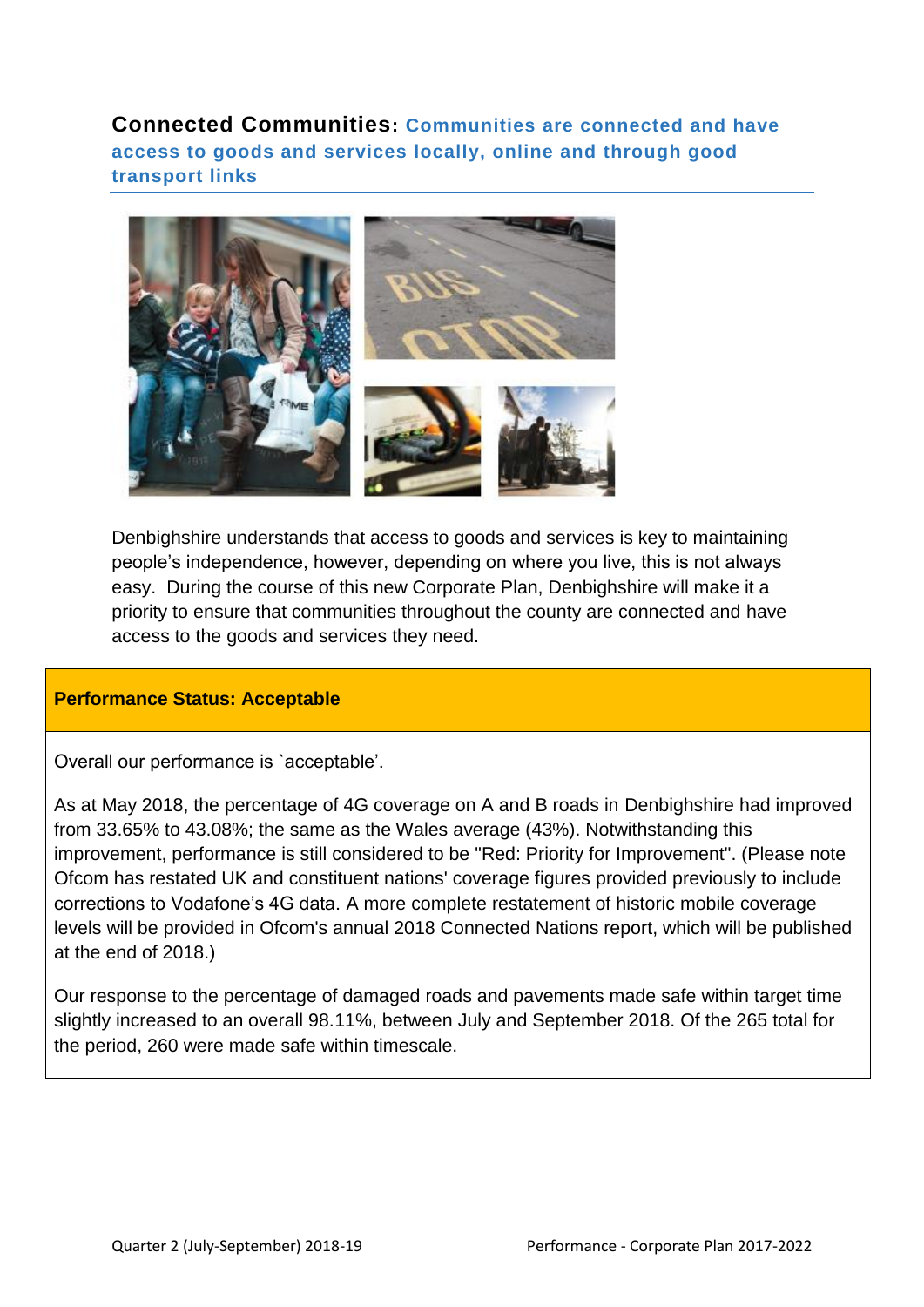## Connected Communities: Communities are connected and have access to goods and services locally, online and through good transport links

Denbighshire understands that access to goods and services is key to maintaining people's independence, however, depending on where you live, this is not always easy. During the course of this new Corporate Plan, Denbighshire will make it a priority to ensure that communities throughout the county are connected and have access to the goods and services they need.

**Performance Status: Acceptable**

Overall our performance is `acceptable'.

As at May 2018, the percentage of 4G coverage on A and B roads in Denbighshire had improved from 33.65% to 43.08%; the same as the Wales average (43%). Notwithstanding this improvement, performance is still considered to be "Red: Priority for Improvement". (Please note Ofcom has restated UK and constituent nations' coverage figures provided previously to include corrections to Vodafone's 4G data. A more complete restatement of historic mobile coverage levels will be provided in Ofcom's annual 2018 Connected Nations report, which will be published at the end of 2018.)

Our response to the percentage of damaged roads and pavements made safe within target time slightly increased to an overall 98.11%, between July and September 2018. Of the 265 total for the period, 260 were made safe within timescale.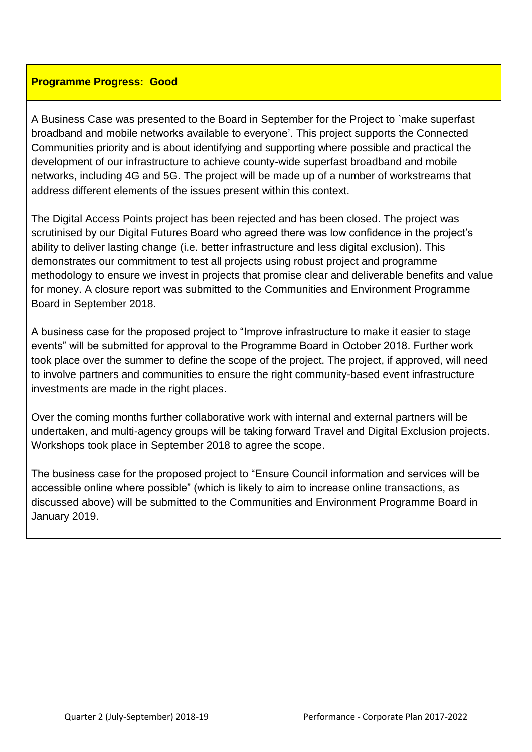**Programme Progress: Good**

A Business Case was presented to the Board in September for the Project to `make superfast broadband and mobile networks available to everyone'. This project supports the Connected Communities priority and is about identifying and supporting where possible and practical the development of our infrastructure to achieve county-wide superfast broadband and mobile networks, including 4G and 5G. The project will be made up of a number of workstreams that address different elements of the issues present within this context.

The Digital Access Points project has been rejected and has been closed. The project was scrutinised by our Digital Futures Board who agreed there was low confidence in the project's ability to deliver lasting change (i.e. better infrastructure and less digital exclusion). This demonstrates our commitment to test all projects using robust project and programme methodology to ensure we invest in projects that promise clear and deliverable benefits and value for money. A closure report was submitted to the Communities and Environment Programme Board in September 2018.

A business case for the proposed project to "Improve infrastructure to make it easier to stage events" will be submitted for approval to the Programme Board in October 2018. Further work took place over the summer to define the scope of the project. The project, if approved, will need to involve partners and communities to ensure the right community-based event infrastructure investments are made in the right places.

Over the coming months further collaborative work with internal and external partners will be undertaken, and multi-agency groups will be taking forward Travel and Digital Exclusion projects. Workshops took place in September 2018 to agree the scope.

The business case for the proposed project to "Ensure Council information and services will be accessible online where possible" (which is likely to aim to increase online transactions, as discussed above) will be submitted to the Communities and Environment Programme Board in January 2019.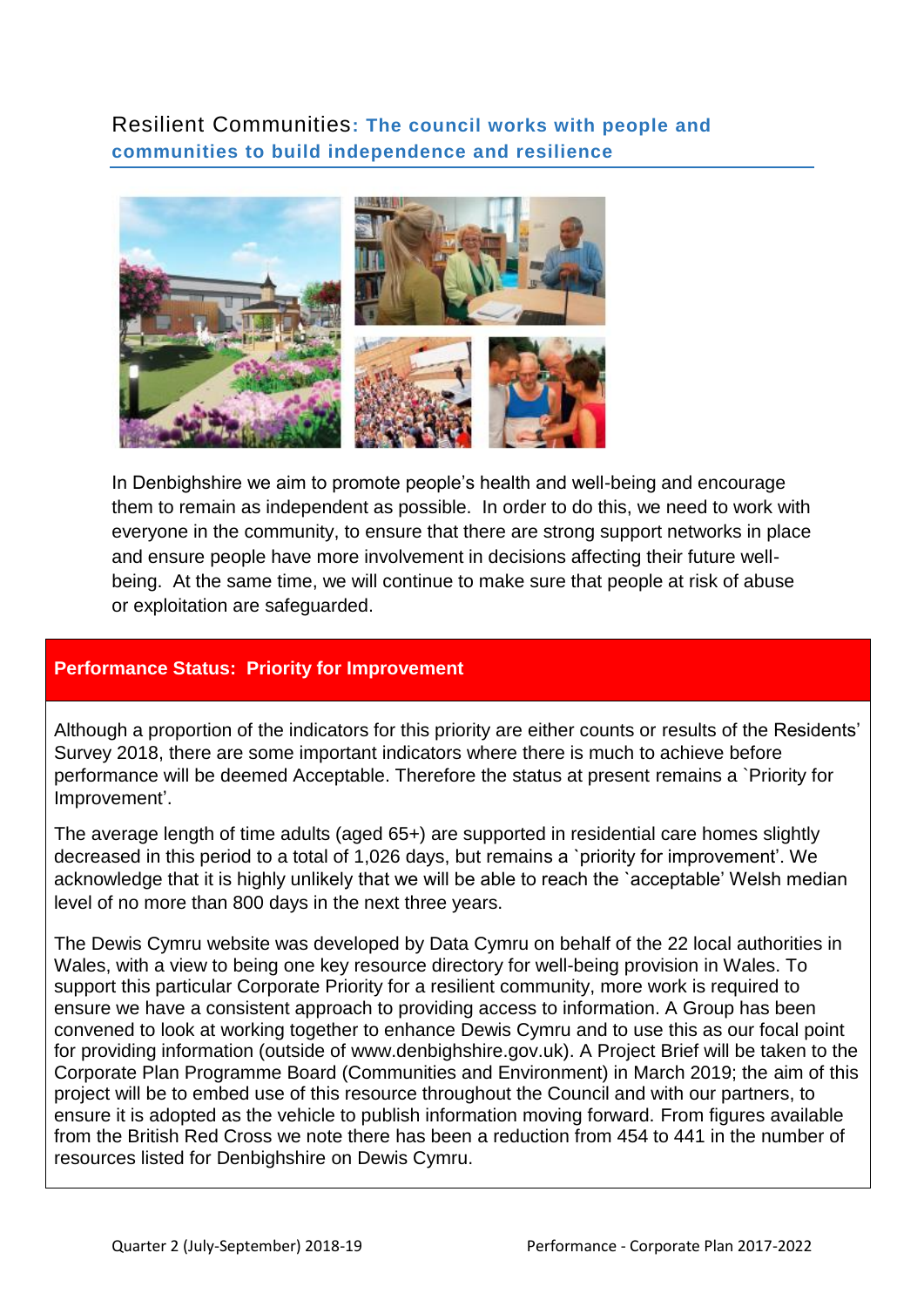## Resilient Communities: The council works with people and communities to build independence and resilience

In Denbighshire we aim to promote people's health and well-being and encourage them to remain as independent as possible. In order to do this, we need to work with everyone in the community, to ensure that there are strong support networks in place and ensure people have more involvement in decisions affecting their future well-being. At the same time, we will continue to make sure that people at risk of abuse or exploitation are safeguarded.

**Performance Status: Priority for Improvement**

Although a proportion of the indicators for this priority are either counts or results of the Residents' Survey 2018, there are some important indicators where there is much to achieve before performance will be deemed Acceptable. Therefore the status at present remains a `Priority for Improvement'.

The average length of time adults (aged 65+) are supported in residential care homes slightly decreased in this period to a total of 1,026 days, but remains a `priority for improvement'. We acknowledge that it is highly unlikely that we will be able to reach the `acceptable' Welsh median level of no more than 800 days in the next three years.

The Dewis Cymru website was developed by Data Cymru on behalf of the 22 local authorities in Wales, with a view to being one key resource directory for well-being provision in Wales. To support this particular Corporate Priority for a resilient community, more work is required to ensure we have a consistent approach to providing access to information. A Group has been convened to look at working together to enhance Dewis Cymru and to use this as our focal point for providing information (outside of www.denbighshire.gov.uk). A Project Brief will be taken to the Corporate Plan Programme Board (Communities and Environment) in March 2019; the aim of this project will be to embed use of this resource throughout the Council and with our partners, to ensure it is adopted as the vehicle to publish information moving forward. From figures available from the British Red Cross we note there has been a reduction from 454 to 441 in the number of resources listed for Denbighshire on Dewis Cymru.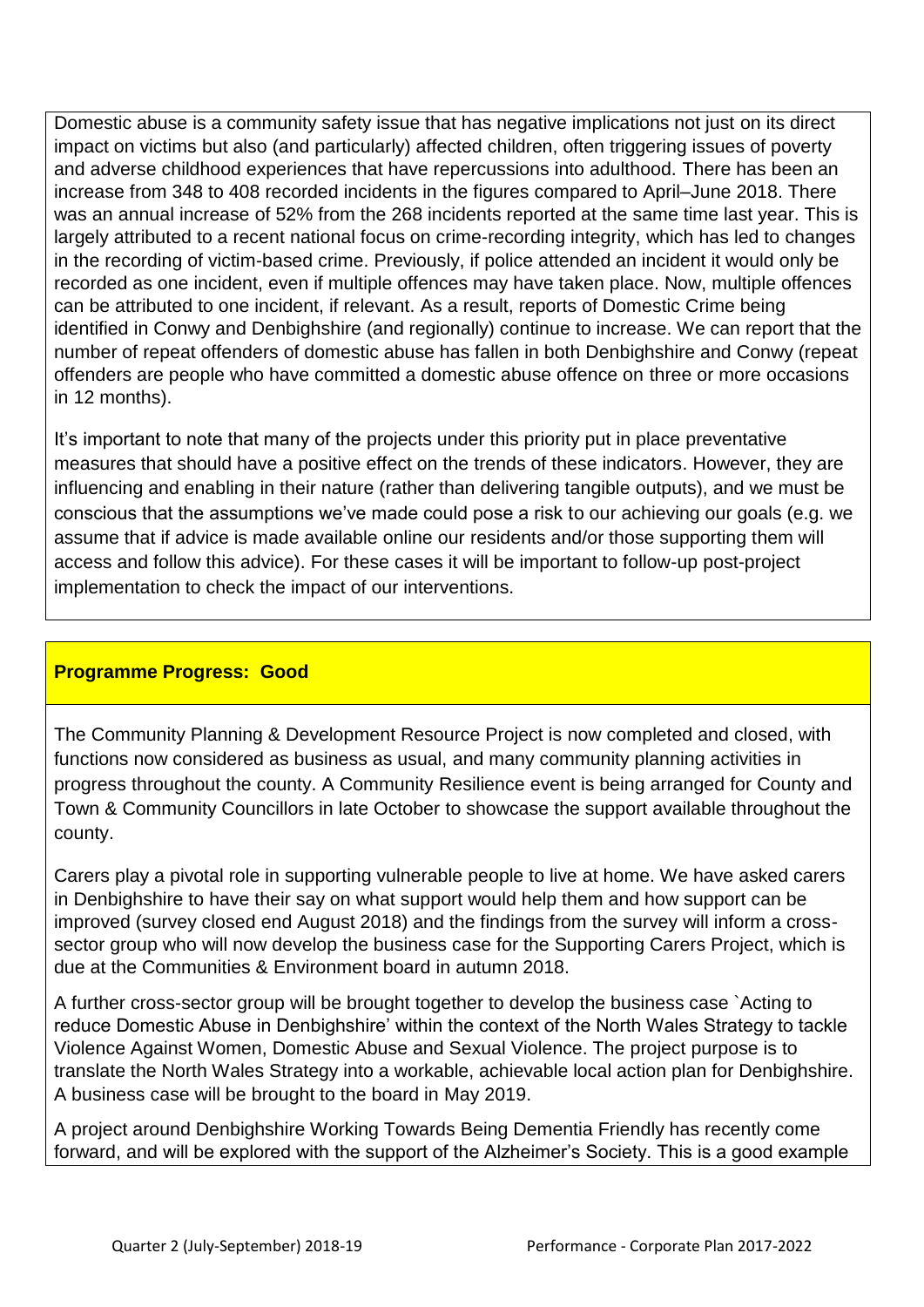Domestic abuse is a community safety issue that has negative implications not just on its direct impact on victims but also (and particularly) affected children, often triggering issues of poverty and adverse childhood experiences that have repercussions into adulthood. There has been an increase from 348 to 408 recorded incidents in the figures compared to April–June 2018. There was an annual increase of 52% from the 268 incidents reported at the same time last year. This is largely attributed to a recent national focus on crime-recording integrity, which has led to changes in the recording of victim-based crime. Previously, if police attended an incident it would only be recorded as one incident, even if multiple offences may have taken place. Now, multiple offences can be attributed to one incident, if relevant. As a result, reports of Domestic Crime being identified in Conwy and Denbighshire (and regionally) continue to increase. We can report that the number of repeat offenders of domestic abuse has fallen in both Denbighshire and Conwy (repeat offenders are people who have committed a domestic abuse offence on three or more occasions in 12 months).

It's important to note that many of the projects under this priority put in place preventative measures that should have a positive effect on the trends of these indicators. However, they are influencing and enabling in their nature (rather than delivering tangible outputs), and we must be conscious that the assumptions we've made could pose a risk to our achieving our goals (e.g. we assume that if advice is made available online our residents and/or those supporting them will access and follow this advice). For these cases it will be important to follow-up post-project implementation to check the impact of our interventions.

**Programme Progress: Good**

The Community Planning & Development Resource Project is now completed and closed, with functions now considered as business as usual, and many community planning activities in progress throughout the county. A Community Resilience event is being arranged for County and Town & Community Councillors in late October to showcase the support available throughout the county.

Carers play a pivotal role in supporting vulnerable people to live at home. We have asked carers in Denbighshire to have their say on what support would help them and how support can be improved (survey closed end August 2018) and the findings from the survey will inform a cross-sector group who will now develop the business case for the Supporting Carers Project, which is due at the Communities & Environment board in autumn 2018.

A further cross-sector group will be brought together to develop the business case `Acting to reduce Domestic Abuse in Denbighshire' within the context of the North Wales Strategy to tackle Violence Against Women, Domestic Abuse and Sexual Violence. The project purpose is to translate the North Wales Strategy into a workable, achievable local action plan for Denbighshire. A business case will be brought to the board in May 2019.

A project around Denbighshire Working Towards Being Dementia Friendly has recently come forward, and will be explored with the support of the Alzheimer's Society. This is a good example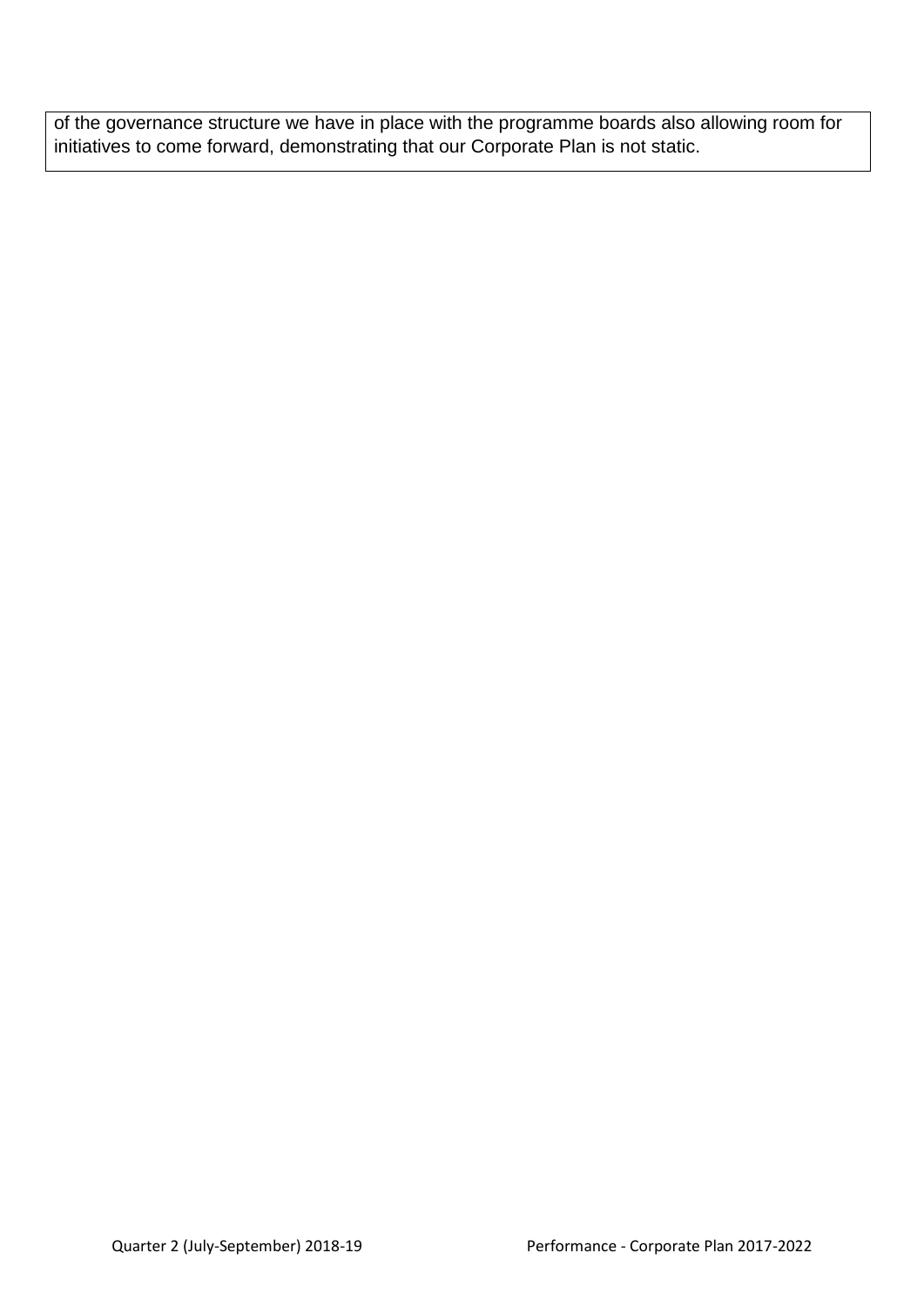of the governance structure we have in place with the programme boards also allowing room for initiatives to come forward, demonstrating that our Corporate Plan is not static.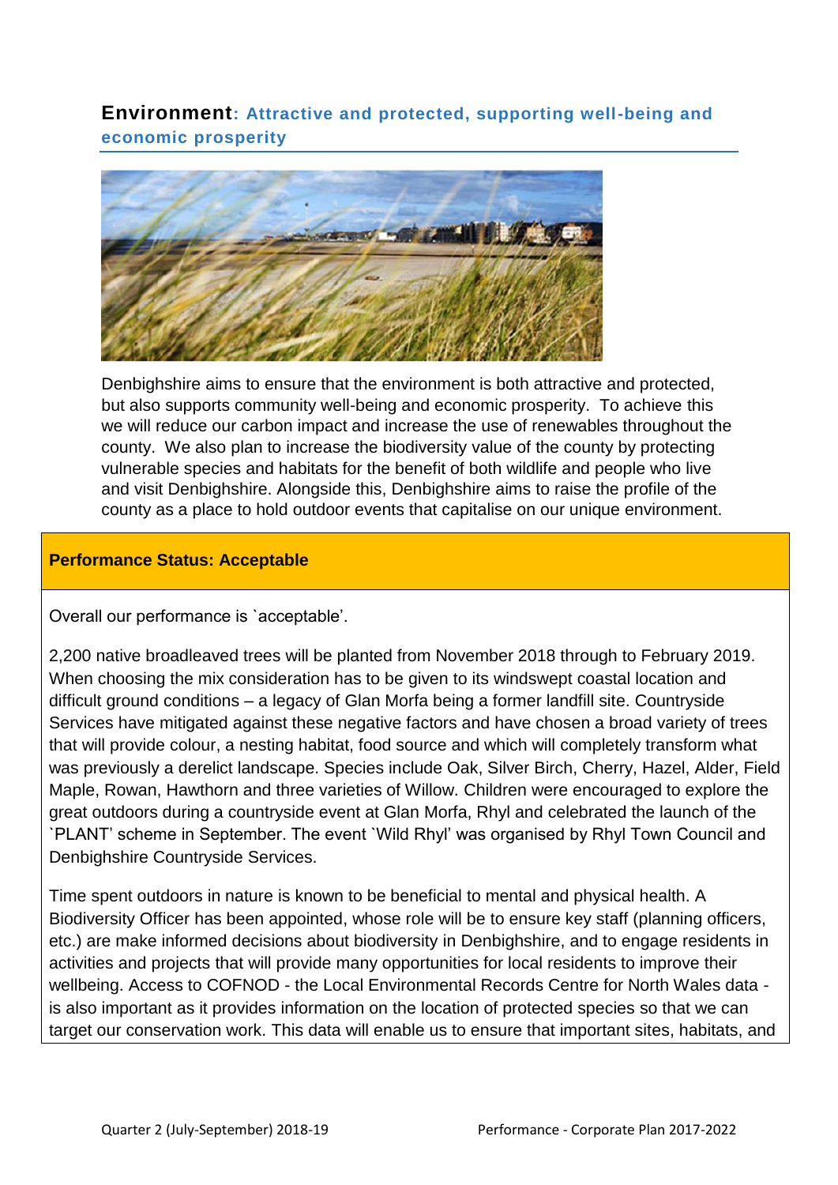## **Environment**: Attractive and protected, supporting well-being and economic prosperity

Denbighshire aims to ensure that the environment is both attractive and protected, but also supports community well-being and economic prosperity. To achieve this we will reduce our carbon impact and increase the use of renewables throughout the county. We also plan to increase the biodiversity value of the county by protecting vulnerable species and habitats for the benefit of both wildlife and people who live and visit Denbighshire. Alongside this, Denbighshire aims to raise the profile of the county as a place to hold outdoor events that capitalise on our unique environment.

**Performance Status: Acceptable**

Overall our performance is `acceptable'.

2,200 native broadleaved trees will be planted from November 2018 through to February 2019. When choosing the mix consideration has to be given to its windswept coastal location and difficult ground conditions – a legacy of Glan Morfa being a former landfill site. Countryside Services have mitigated against these negative factors and have chosen a broad variety of trees that will provide colour, a nesting habitat, food source and which will completely transform what was previously a derelict landscape. Species include Oak, Silver Birch, Cherry, Hazel, Alder, Field Maple, Rowan, Hawthorn and three varieties of Willow. Children were encouraged to explore the great outdoors during a countryside event at Glan Morfa, Rhyl and celebrated the launch of the `PLANT' scheme in September. The event `Wild Rhyl' was organised by Rhyl Town Council and Denbighshire Countryside Services.

Time spent outdoors in nature is known to be beneficial to mental and physical health. A Biodiversity Officer has been appointed, whose role will be to ensure key staff (planning officers, etc.) are make informed decisions about biodiversity in Denbighshire, and to engage residents in activities and projects that will provide many opportunities for local residents to improve their wellbeing. Access to COFNOD - the Local Environmental Records Centre for North Wales data - is also important as it provides information on the location of protected species so that we can target our conservation work. This data will enable us to ensure that important sites, habitats, and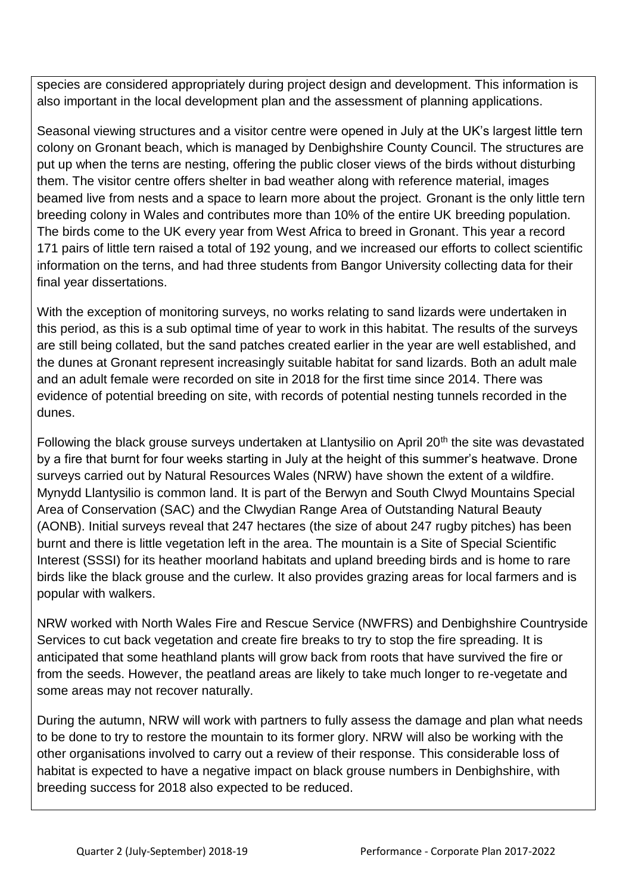species are considered appropriately during project design and development. This information is also important in the local development plan and the assessment of planning applications.

Seasonal viewing structures and a visitor centre were opened in July at the UK's largest little tern colony on Gronant beach, which is managed by Denbighshire County Council. The structures are put up when the terns are nesting, offering the public closer views of the birds without disturbing them. The visitor centre offers shelter in bad weather along with reference material, images beamed live from nests and a space to learn more about the project. Gronant is the only little tern breeding colony in Wales and contributes more than 10% of the entire UK breeding population. The birds come to the UK every year from West Africa to breed in Gronant. This year a record 171 pairs of little tern raised a total of 192 young, and we increased our efforts to collect scientific information on the terns, and had three students from Bangor University collecting data for their final year dissertations.

With the exception of monitoring surveys, no works relating to sand lizards were undertaken in this period, as this is a sub optimal time of year to work in this habitat. The results of the surveys are still being collated, but the sand patches created earlier in the year are well established, and the dunes at Gronant represent increasingly suitable habitat for sand lizards. Both an adult male and an adult female were recorded on site in 2018 for the first time since 2014. There was evidence of potential breeding on site, with records of potential nesting tunnels recorded in the dunes.

Following the black grouse surveys undertaken at Llantysilio on April 20th the site was devastated by a fire that burnt for four weeks starting in July at the height of this summer's heatwave. Drone surveys carried out by Natural Resources Wales (NRW) have shown the extent of a wildfire. Mynydd Llantysilio is common land. It is part of the Berwyn and South Clwyd Mountains Special Area of Conservation (SAC) and the Clwydian Range Area of Outstanding Natural Beauty (AONB). Initial surveys reveal that 247 hectares (the size of about 247 rugby pitches) has been burnt and there is little vegetation left in the area. The mountain is a Site of Special Scientific Interest (SSSI) for its heather moorland habitats and upland breeding birds and is home to rare birds like the black grouse and the curlew. It also provides grazing areas for local farmers and is popular with walkers.

NRW worked with North Wales Fire and Rescue Service (NWFRS) and Denbighshire Countryside Services to cut back vegetation and create fire breaks to try to stop the fire spreading. It is anticipated that some heathland plants will grow back from roots that have survived the fire or from the seeds. However, the peatland areas are likely to take much longer to re-vegetate and some areas may not recover naturally.

During the autumn, NRW will work with partners to fully assess the damage and plan what needs to be done to try to restore the mountain to its former glory. NRW will also be working with the other organisations involved to carry out a review of their response. This considerable loss of habitat is expected to have a negative impact on black grouse numbers in Denbighshire, with breeding success for 2018 also expected to be reduced.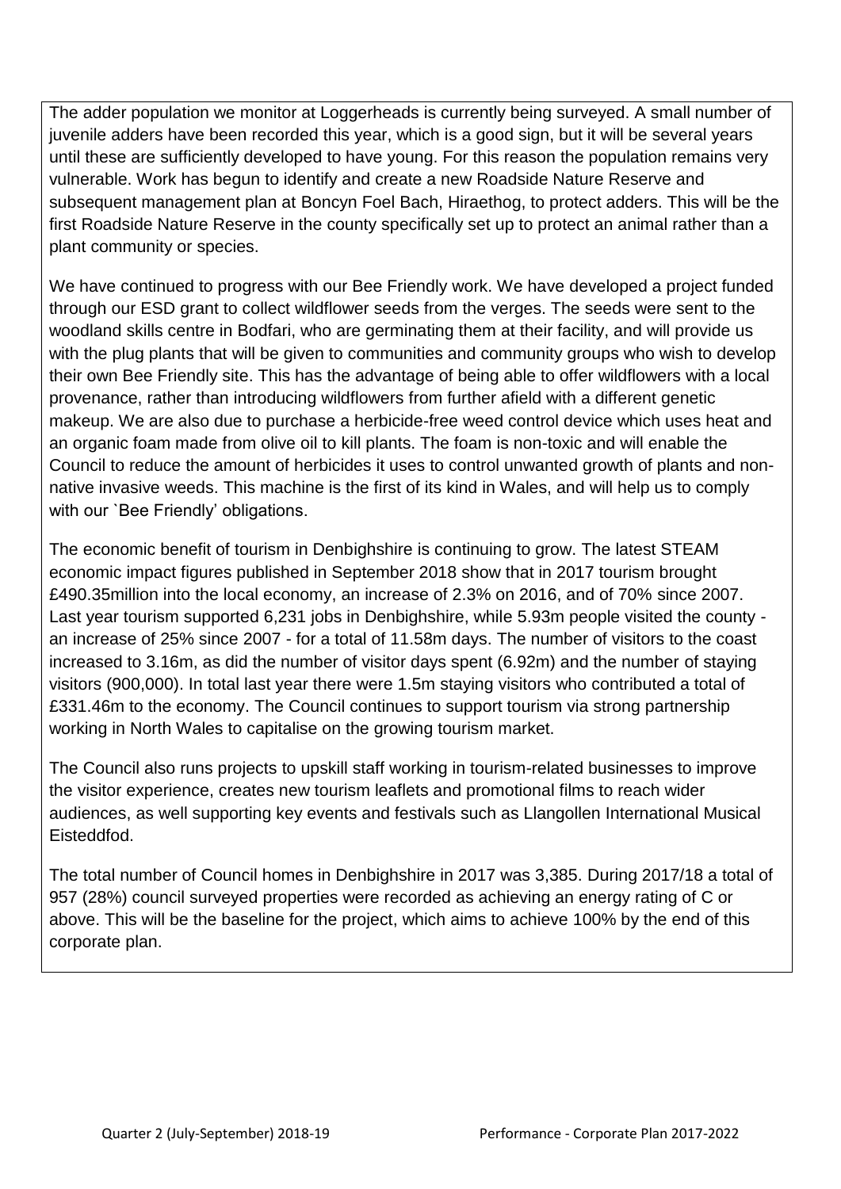The adder population we monitor at Loggerheads is currently being surveyed. A small number of juvenile adders have been recorded this year, which is a good sign, but it will be several years until these are sufficiently developed to have young. For this reason the population remains very vulnerable. Work has begun to identify and create a new Roadside Nature Reserve and subsequent management plan at Boncyn Foel Bach, Hiraethog, to protect adders. This will be the first Roadside Nature Reserve in the county specifically set up to protect an animal rather than a plant community or species.

We have continued to progress with our Bee Friendly work. We have developed a project funded through our ESD grant to collect wildflower seeds from the verges. The seeds were sent to the woodland skills centre in Bodfari, who are germinating them at their facility, and will provide us with the plug plants that will be given to communities and community groups who wish to develop their own Bee Friendly site. This has the advantage of being able to offer wildflowers with a local provenance, rather than introducing wildflowers from further afield with a different genetic makeup. We are also due to purchase a herbicide-free weed control device which uses heat and an organic foam made from olive oil to kill plants. The foam is non-toxic and will enable the Council to reduce the amount of herbicides it uses to control unwanted growth of plants and non-native invasive weeds. This machine is the first of its kind in Wales, and will help us to comply with our `Bee Friendly' obligations.

The economic benefit of tourism in Denbighshire is continuing to grow. The latest STEAM economic impact figures published in September 2018 show that in 2017 tourism brought £490.35million into the local economy, an increase of 2.3% on 2016, and of 70% since 2007. Last year tourism supported 6,231 jobs in Denbighshire, while 5.93m people visited the county - an increase of 25% since 2007 - for a total of 11.58m days. The number of visitors to the coast increased to 3.16m, as did the number of visitor days spent (6.92m) and the number of staying visitors (900,000). In total last year there were 1.5m staying visitors who contributed a total of £331.46m to the economy. The Council continues to support tourism via strong partnership working in North Wales to capitalise on the growing tourism market.

The Council also runs projects to upskill staff working in tourism-related businesses to improve the visitor experience, creates new tourism leaflets and promotional films to reach wider audiences, as well supporting key events and festivals such as Llangollen International Musical Eisteddfod.

The total number of Council homes in Denbighshire in 2017 was 3,385. During 2017/18 a total of 957 (28%) council surveyed properties were recorded as achieving an energy rating of C or above. This will be the baseline for the project, which aims to achieve 100% by the end of this corporate plan.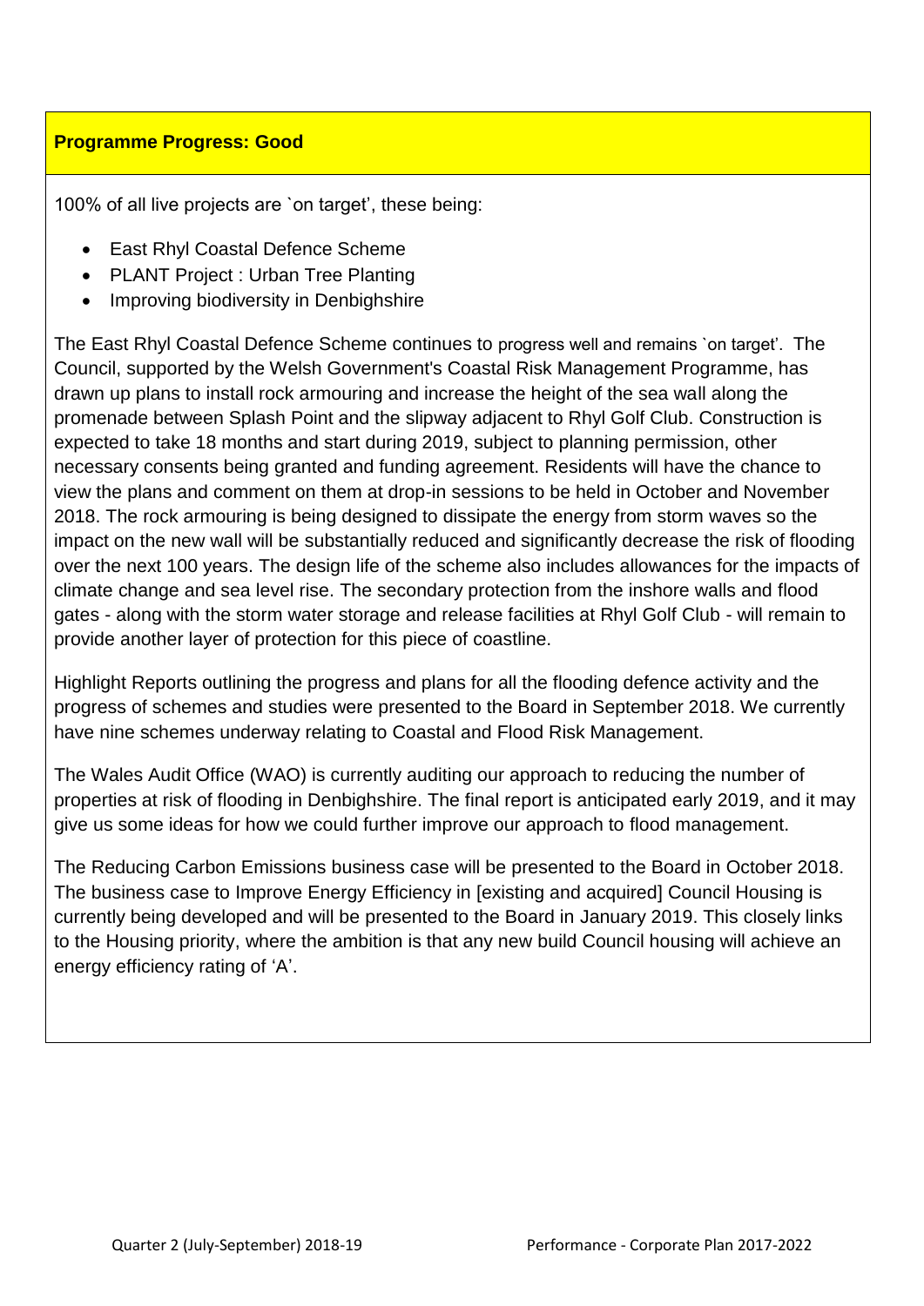**Programme Progress: Good**

100% of all live projects are `on target', these being:

- East Rhyl Coastal Defence Scheme
- PLANT Project : Urban Tree Planting
- Improving biodiversity in Denbighshire

The East Rhyl Coastal Defence Scheme continues to progress well and remains `on target'. The Council, supported by the Welsh Government's Coastal Risk Management Programme, has drawn up plans to install rock armouring and increase the height of the sea wall along the promenade between Splash Point and the slipway adjacent to Rhyl Golf Club. Construction is expected to take 18 months and start during 2019, subject to planning permission, other necessary consents being granted and funding agreement. Residents will have the chance to view the plans and comment on them at drop-in sessions to be held in October and November 2018. The rock armouring is being designed to dissipate the energy from storm waves so the impact on the new wall will be substantially reduced and significantly decrease the risk of flooding over the next 100 years. The design life of the scheme also includes allowances for the impacts of climate change and sea level rise. The secondary protection from the inshore walls and flood gates - along with the storm water storage and release facilities at Rhyl Golf Club - will remain to provide another layer of protection for this piece of coastline.

Highlight Reports outlining the progress and plans for all the flooding defence activity and the progress of schemes and studies were presented to the Board in September 2018. We currently have nine schemes underway relating to Coastal and Flood Risk Management.

The Wales Audit Office (WAO) is currently auditing our approach to reducing the number of properties at risk of flooding in Denbighshire. The final report is anticipated early 2019, and it may give us some ideas for how we could further improve our approach to flood management.

The Reducing Carbon Emissions business case will be presented to the Board in October 2018. The business case to Improve Energy Efficiency in [existing and acquired] Council Housing is currently being developed and will be presented to the Board in January 2019. This closely links to the Housing priority, where the ambition is that any new build Council housing will achieve an energy efficiency rating of 'A'.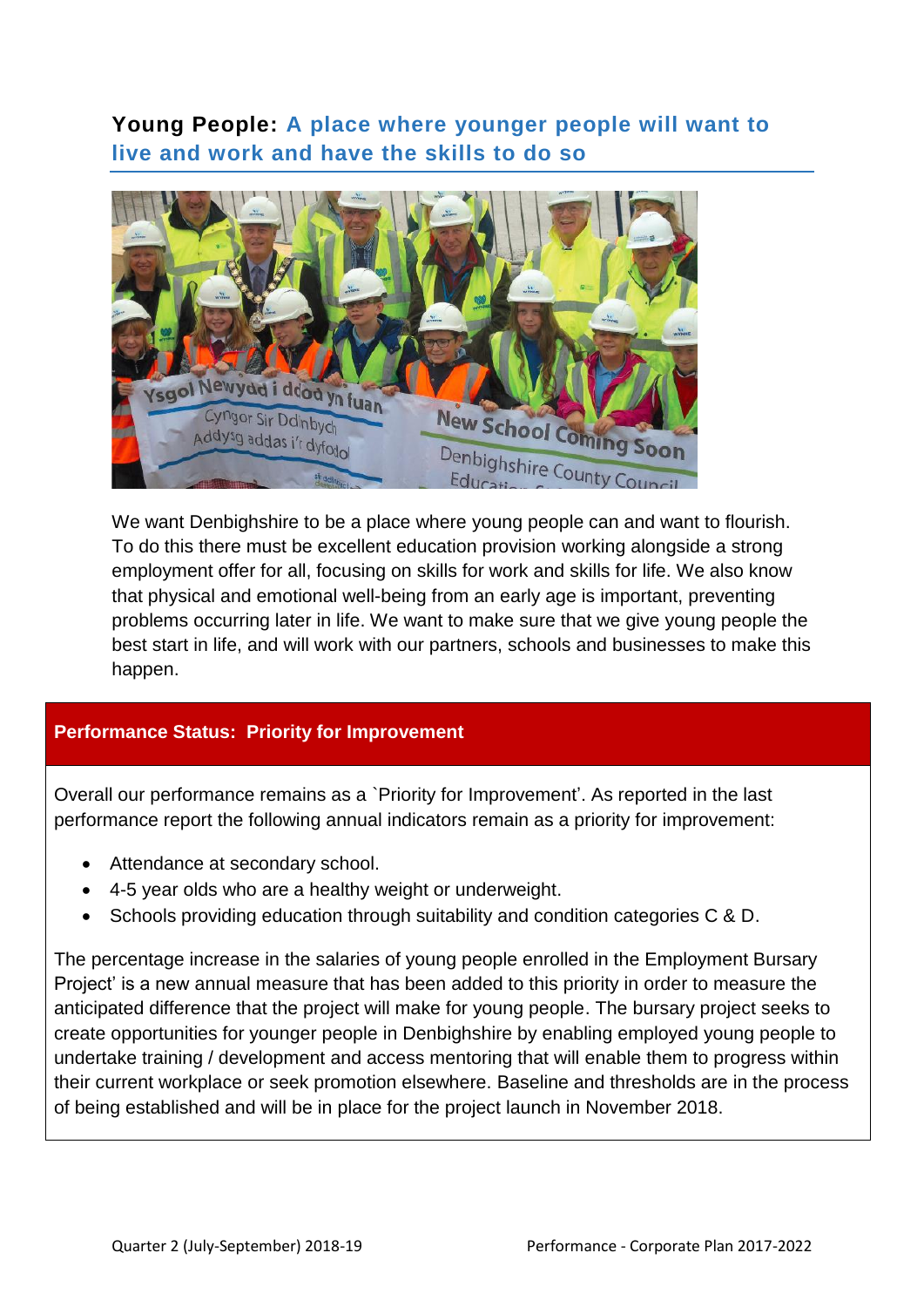## Young People: A place where younger people will want to live and work and have the skills to do so

We want Denbighshire to be a place where young people can and want to flourish. To do this there must be excellent education provision working alongside a strong employment offer for all, focusing on skills for work and skills for life. We also know that physical and emotional well-being from an early age is important, preventing problems occurring later in life. We want to make sure that we give young people the best start in life, and will work with our partners, schools and businesses to make this happen.

**Performance Status: Priority for Improvement**

Overall our performance remains as a `Priority for Improvement'. As reported in the last performance report the following annual indicators remain as a priority for improvement:

- Attendance at secondary school.
- 4-5 year olds who are a healthy weight or underweight.
- Schools providing education through suitability and condition categories C & D.

The percentage increase in the salaries of young people enrolled in the Employment Bursary Project' is a new annual measure that has been added to this priority in order to measure the anticipated difference that the project will make for young people. The bursary project seeks to create opportunities for younger people in Denbighshire by enabling employed young people to undertake training / development and access mentoring that will enable them to progress within their current workplace or seek promotion elsewhere. Baseline and thresholds are in the process of being established and will be in place for the project launch in November 2018.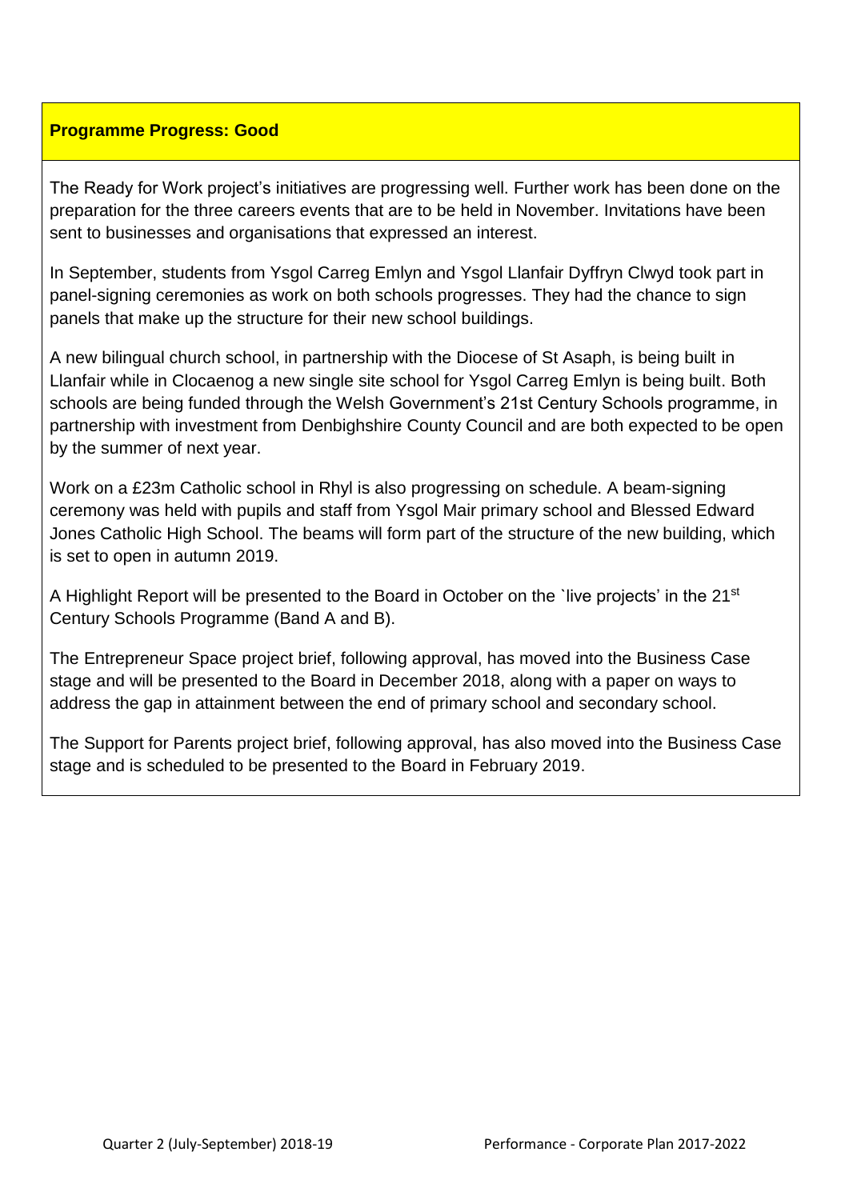**Programme Progress: Good**

The Ready for Work project's initiatives are progressing well. Further work has been done on the preparation for the three careers events that are to be held in November. Invitations have been sent to businesses and organisations that expressed an interest.

In September, students from Ysgol Carreg Emlyn and Ysgol Llanfair Dyffryn Clwyd took part in panel-signing ceremonies as work on both schools progresses. They had the chance to sign panels that make up the structure for their new school buildings.

A new bilingual church school, in partnership with the Diocese of St Asaph, is being built in Llanfair while in Clocaenog a new single site school for Ysgol Carreg Emlyn is being built. Both schools are being funded through the Welsh Government's 21st Century Schools programme, in partnership with investment from Denbighshire County Council and are both expected to be open by the summer of next year.

Work on a £23m Catholic school in Rhyl is also progressing on schedule. A beam-signing ceremony was held with pupils and staff from Ysgol Mair primary school and Blessed Edward Jones Catholic High School. The beams will form part of the structure of the new building, which is set to open in autumn 2019.

A Highlight Report will be presented to the Board in October on the `live projects' in the 21st Century Schools Programme (Band A and B).

The Entrepreneur Space project brief, following approval, has moved into the Business Case stage and will be presented to the Board in December 2018, along with a paper on ways to address the gap in attainment between the end of primary school and secondary school.

The Support for Parents project brief, following approval, has also moved into the Business Case stage and is scheduled to be presented to the Board in February 2019.